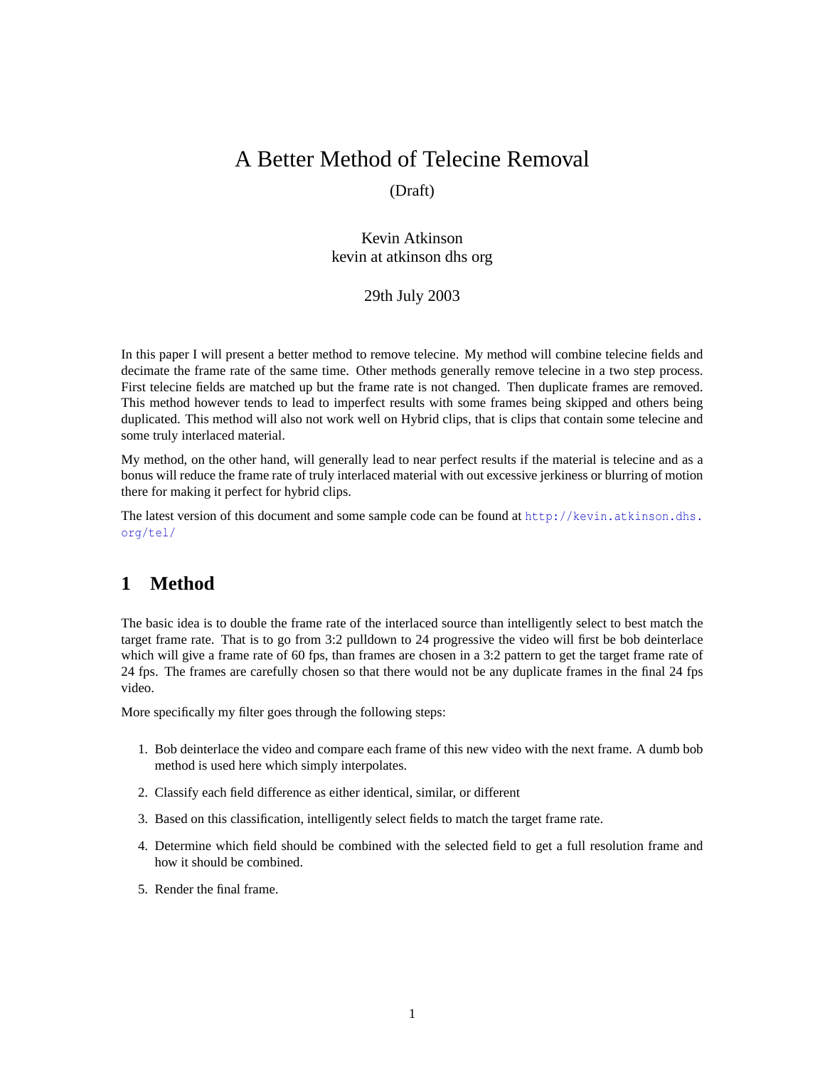# A Better Method of Telecine Removal

(Draft)

Kevin Atkinson
kevin at atkinson dhs org

29th July 2003

In this paper I will present a better method to remove telecine. My method will combine telecine fields and decimate the frame rate of the same time. Other methods generally remove telecine in a two step process. First telecine fields are matched up but the frame rate is not changed. Then duplicate frames are removed. This method however tends to lead to imperfect results with some frames being skipped and others being duplicated. This method will also not work well on Hybrid clips, that is clips that contain some telecine and some truly interlaced material.

My method, on the other hand, will generally lead to near perfect results if the material is telecine and as a bonus will reduce the frame rate of truly interlaced material with out excessive jerkiness or blurring of motion there for making it perfect for hybrid clips.

The latest version of this document and some sample code can be found at http://kevin.atkinson.dhs.org/tel/

## 1 Method

The basic idea is to double the frame rate of the interlaced source than intelligently select to best match the target frame rate. That is to go from 3:2 pulldown to 24 progressive the video will first be bob deinterlace which will give a frame rate of 60 fps, than frames are chosen in a 3:2 pattern to get the target frame rate of 24 fps. The frames are carefully chosen so that there would not be any duplicate frames in the final 24 fps video.

More specifically my filter goes through the following steps:

1. Bob deinterlace the video and compare each frame of this new video with the next frame. A dumb bob method is used here which simply interpolates.
2. Classify each field difference as either identical, similar, or different
3. Based on this classification, intelligently select fields to match the target frame rate.
4. Determine which field should be combined with the selected field to get a full resolution frame and how it should be combined.
5. Render the final frame.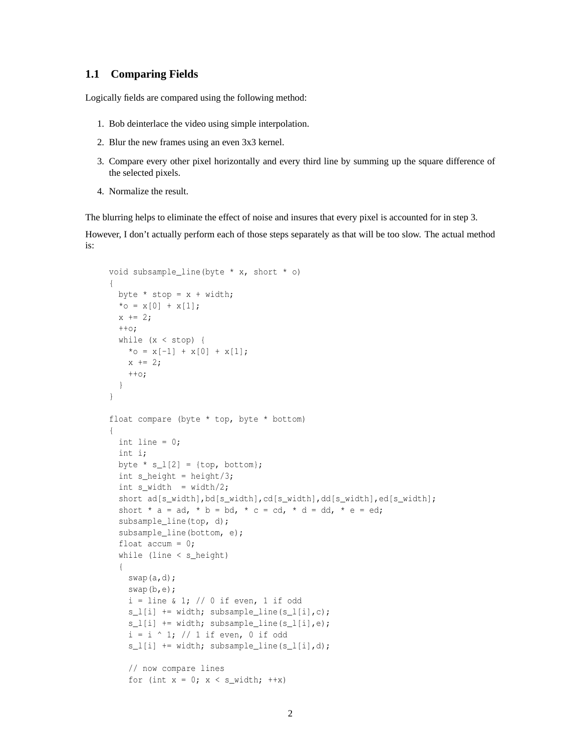## 1.1 Comparing Fields

Logically fields are compared using the following method:

1. Bob deinterlace the video using simple interpolation.
2. Blur the new frames using an even 3x3 kernel.
3. Compare every other pixel horizontally and every third line by summing up the square difference of the selected pixels.
4. Normalize the result.

The blurring helps to eliminate the effect of noise and insures that every pixel is accounted for in step 3.

However, I don't actually perform each of those steps separately as that will be too slow. The actual method is:

```
void subsample_line(byte * x, short * o)
{
  byte * stop = x + width;
  *o = x[0] + x[1];
  x += 2;
  ++o;
  while (x < stop) {
    *o = x[-1] + x[0] + x[1];
    x += 2;
    ++o;
  }
}

float compare (byte * top, byte * bottom)
{
  int line = 0;
  int i;
  byte * s_l[2] = {top, bottom};
  int s_height = height/3;
  int s_width  = width/2;
  short ad[s_width],bd[s_width],cd[s_width],dd[s_width],ed[s_width];
  short * a = ad, * b = bd, * c = cd, * d = dd, * e = ed;
  subsample_line(top, d);
  subsample_line(bottom, e);
  float accum = 0;
  while (line < s_height)
  {
    swap(a,d);
    swap(b,e);
    i = line & 1; // 0 if even, 1 if odd
    s_l[i] += width; subsample_line(s_l[i],c);
    s_l[i] += width; subsample_line(s_l[i],e);
    i = i ^ 1; // 1 if even, 0 if odd
    s_l[i] += width; subsample_line(s_l[i],d);

    // now compare lines
    for (int x = 0; x < s_width; ++x)
```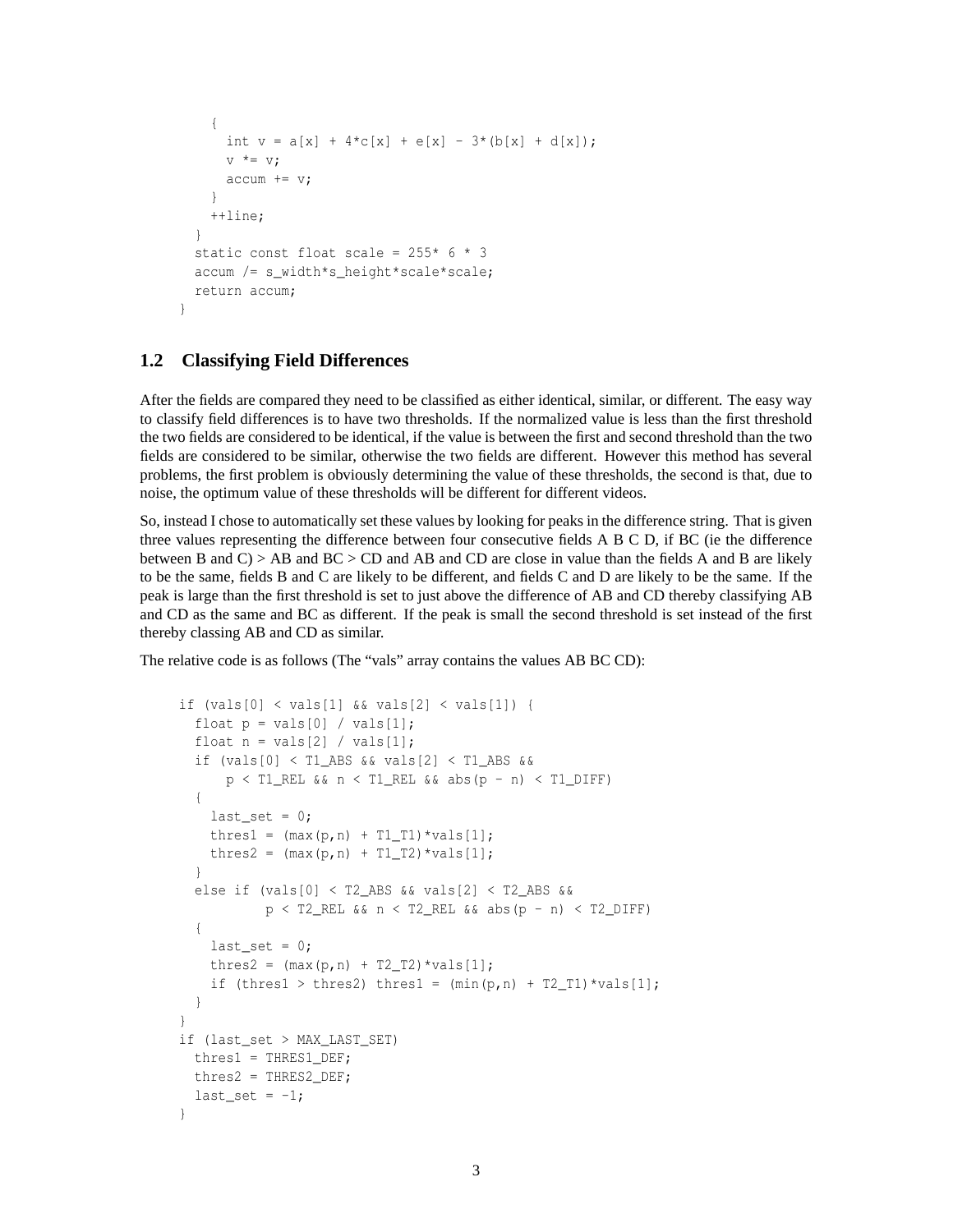```
    {
      int v = a[x] + 4*c[x] + e[x] - 3*(b[x] + d[x]);
      v *= v;
      accum += v;
    }
    ++line;
  }
  static const float scale = 255* 6 * 3
  accum /= s_width*s_height*scale*scale;
  return accum;
}
```

### 1.2 Classifying Field Differences

After the fields are compared they need to be classified as either identical, similar, or different. The easy way to classify field differences is to have two thresholds. If the normalized value is less than the first threshold the two fields are considered to be identical, if the value is between the first and second threshold than the two fields are considered to be similar, otherwise the two fields are different. However this method has several problems, the first problem is obviously determining the value of these thresholds, the second is that, due to noise, the optimum value of these thresholds will be different for different videos.

So, instead I chose to automatically set these values by looking for peaks in the difference string. That is given three values representing the difference between four consecutive fields A B C D, if BC (ie the difference between B and C) > AB and BC > CD and AB and CD are close in value than the fields A and B are likely to be the same, fields B and C are likely to be different, and fields C and D are likely to be the same. If the peak is large than the first threshold is set to just above the difference of AB and CD thereby classifying AB and CD as the same and BC as different. If the peak is small the second threshold is set instead of the first thereby classing AB and CD as similar.

The relative code is as follows (The “vals” array contains the values AB BC CD):

```
if (vals[0] < vals[1] && vals[2] < vals[1]) {
  float p = vals[0] / vals[1];
  float n = vals[2] / vals[1];
  if (vals[0] < T1_ABS && vals[2] < T1_ABS &&
      p < T1_REL && n < T1_REL && abs(p - n) < T1_DIFF)
  {
    last_set = 0;
    thres1 = (max(p,n) + T1_T1)*vals[1];
    thres2 = (max(p,n) + T1_T2)*vals[1];
  }
  else if (vals[0] < T2_ABS && vals[2] < T2_ABS &&
           p < T2_REL && n < T2_REL && abs(p - n) < T2_DIFF)
  {
    last_set = 0;
    thres2 = (max(p,n) + T2_T2)*vals[1];
    if (thres1 > thres2) thres1 = (min(p,n) + T2_T1)*vals[1];
  }
}
if (last_set > MAX_LAST_SET)
  thres1 = THRES1_DEF;
  thres2 = THRES2_DEF;
  last_set = -1;
}
```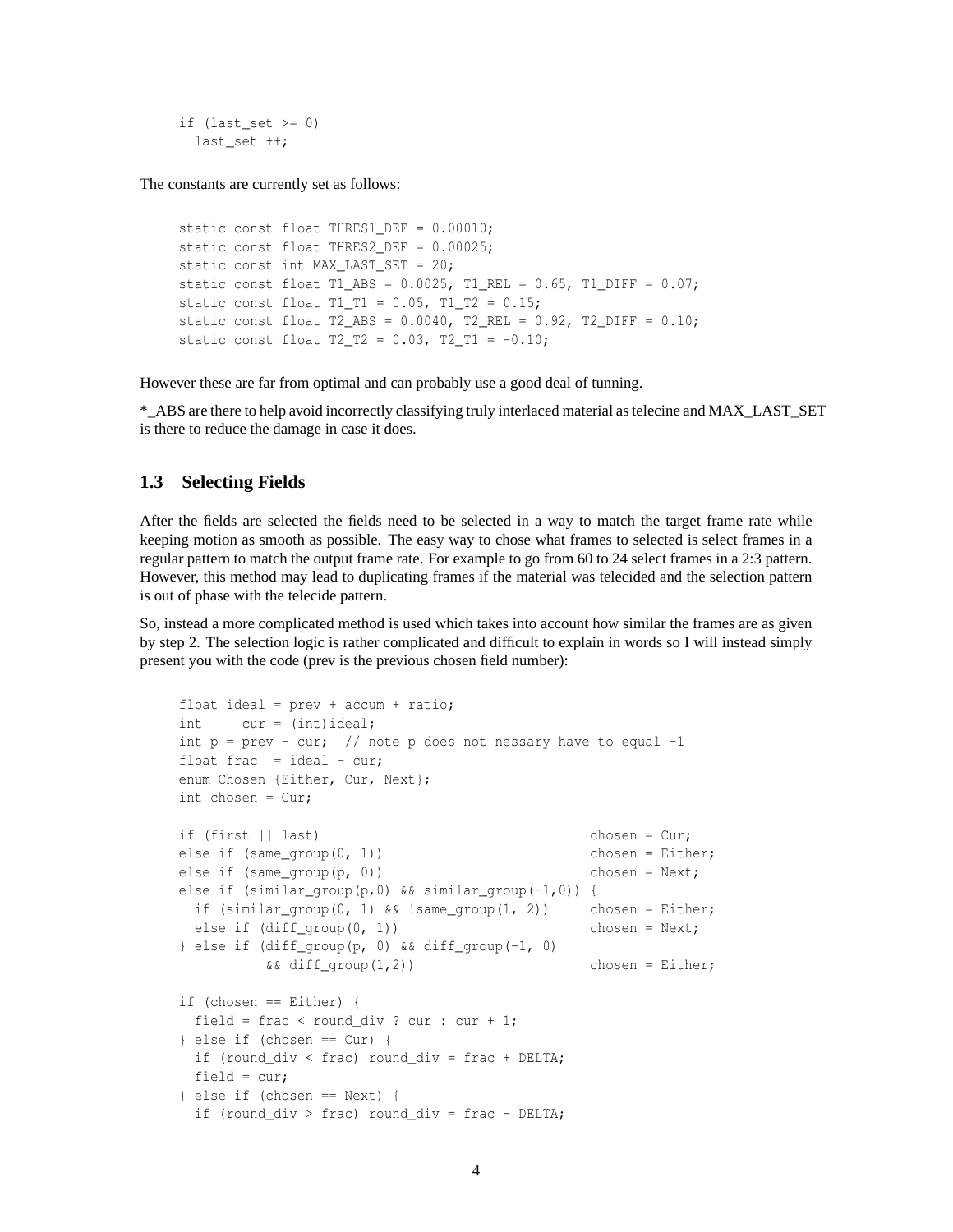```
if (last_set >= 0)
  last_set ++;
```

The constants are currently set as follows:

```
static const float THRES1_DEF = 0.00010;
static const float THRES2_DEF = 0.00025;
static const int MAX_LAST_SET = 20;
static const float T1_ABS = 0.0025, T1_REL = 0.65, T1_DIFF = 0.07;
static const float T1_T1 = 0.05, T1_T2 = 0.15;
static const float T2_ABS = 0.0040, T2_REL = 0.92, T2_DIFF = 0.10;
static const float T2_T2 = 0.03, T2_T1 = -0.10;
```

However these are far from optimal and can probably use a good deal of tunning.

*_ABS are there to help avoid incorrectly classifying truly interlaced material as telecine and MAX_LAST_SET is there to reduce the damage in case it does.

### 1.3 Selecting Fields

After the fields are selected the fields need to be selected in a way to match the target frame rate while keeping motion as smooth as possible. The easy way to chose what frames to selected is select frames in a regular pattern to match the output frame rate. For example to go from 60 to 24 select frames in a 2:3 pattern. However, this method may lead to duplicating frames if the material was telecided and the selection pattern is out of phase with the telecide pattern.

So, instead a more complicated method is used which takes into account how similar the frames are as given by step 2. The selection logic is rather complicated and difficult to explain in words so I will instead simply present you with the code (prev is the previous chosen field number):

```
float ideal = prev + accum + ratio;
int     cur = (int)ideal;
int p = prev - cur;  // note p does not nessary have to equal -1
float frac  = ideal - cur;
enum Chosen {Either, Cur, Next};
int chosen = Cur;

if (first || last)                                    chosen = Cur;
else if (same_group(0, 1))                            chosen = Either;
else if (same_group(p, 0))                            chosen = Next;
else if (similar_group(p,0) && similar_group(-1,0)) {
  if (similar_group(0, 1) && !same_group(1, 2))       chosen = Either;
  else if (diff_group(0, 1))                          chosen = Next;
} else if (diff_group(p, 0) && diff_group(-1, 0)
          && diff_group(1,2))                         chosen = Either;

if (chosen == Either) {
  field = frac < round_div ? cur : cur + 1;
} else if (chosen == Cur) {
  if (round_div < frac) round_div = frac + DELTA;
  field = cur;
} else if (chosen == Next) {
  if (round_div > frac) round_div = frac - DELTA;
```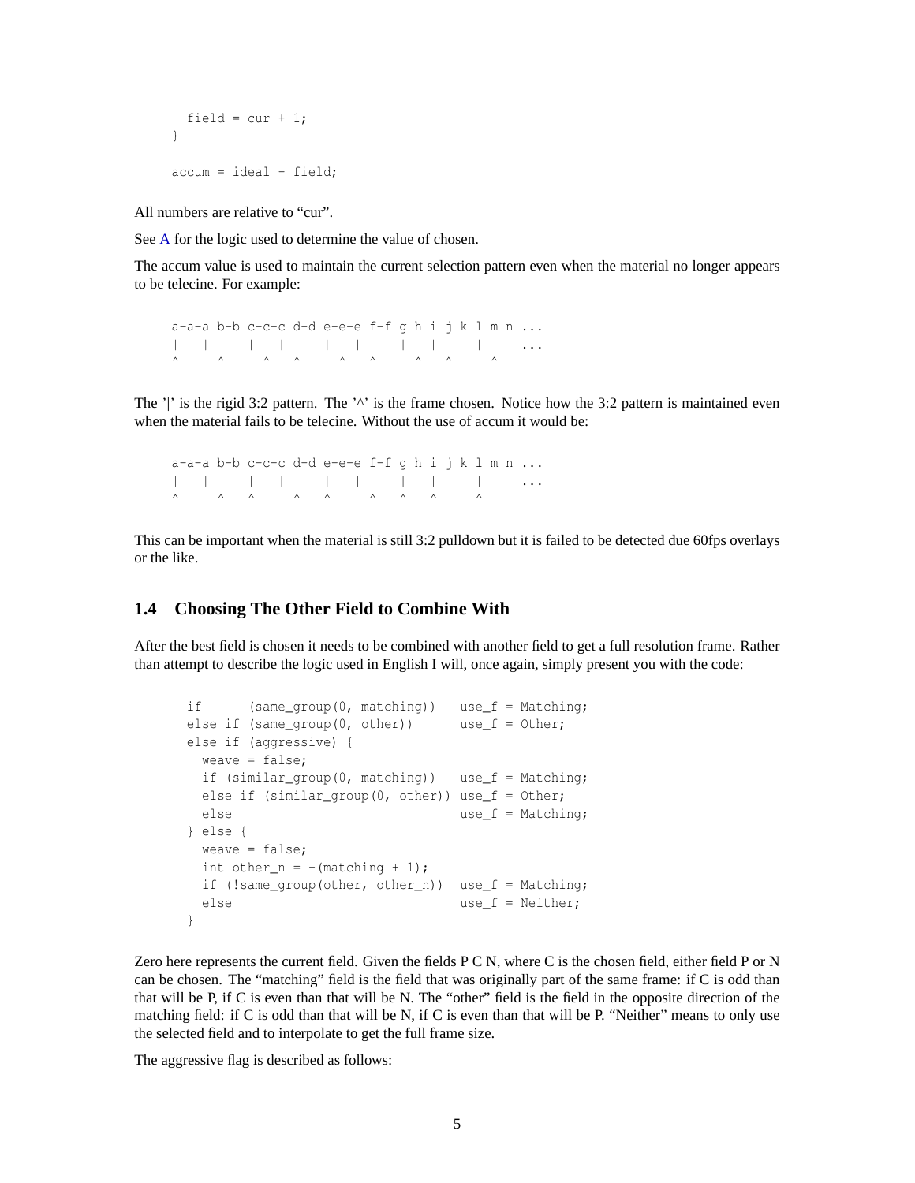```
  field = cur + 1;
}

accum = ideal - field;
```

All numbers are relative to “cur”.

See A for the logic used to determine the value of chosen.

The accum value is used to maintain the current selection pattern even when the material no longer appears to be telecine. For example:

```
a-a-a b-b c-c-c d-d e-e-e f-f g h i j k l m n ...
|   |     |   |     |   |     |   |     |     ...
^     ^     ^   ^     ^   ^     ^   ^     ^
```

The ’|’ is the rigid 3:2 pattern. The ’^’ is the frame chosen. Notice how the 3:2 pattern is maintained even when the material fails to be telecine. Without the use of accum it would be:

```
a-a-a b-b c-c-c d-d e-e-e f-f g h i j k l m n ...
|   |     |   |     |   |     |   |     |     ...
^     ^   ^     ^   ^     ^   ^   ^     ^
```

This can be important when the material is still 3:2 pulldown but it is failed to be detected due 60fps overlays or the like.

### 1.4 Choosing The Other Field to Combine With

After the best field is chosen it needs to be combined with another field to get a full resolution frame. Rather than attempt to describe the logic used in English I will, once again, simply present you with the code:

```
if      (same_group(0, matching))   use_f = Matching;
else if (same_group(0, other))      use_f = Other;
else if (aggressive) {
  weave = false;
  if (similar_group(0, matching))   use_f = Matching;
  else if (similar_group(0, other)) use_f = Other;
  else                              use_f = Matching;
} else {
  weave = false;
  int other_n = -(matching + 1);
  if (!same_group(other, other_n))  use_f = Matching;
  else                              use_f = Neither;
}
```

Zero here represents the current field. Given the fields P C N, where C is the chosen field, either field P or N can be chosen. The “matching” field is the field that was originally part of the same frame: if C is odd than that will be P, if C is even than that will be N. The “other” field is the field in the opposite direction of the matching field: if C is odd than that will be N, if C is even than that will be P. “Neither” means to only use the selected field and to interpolate to get the full frame size.

The aggressive flag is described as follows: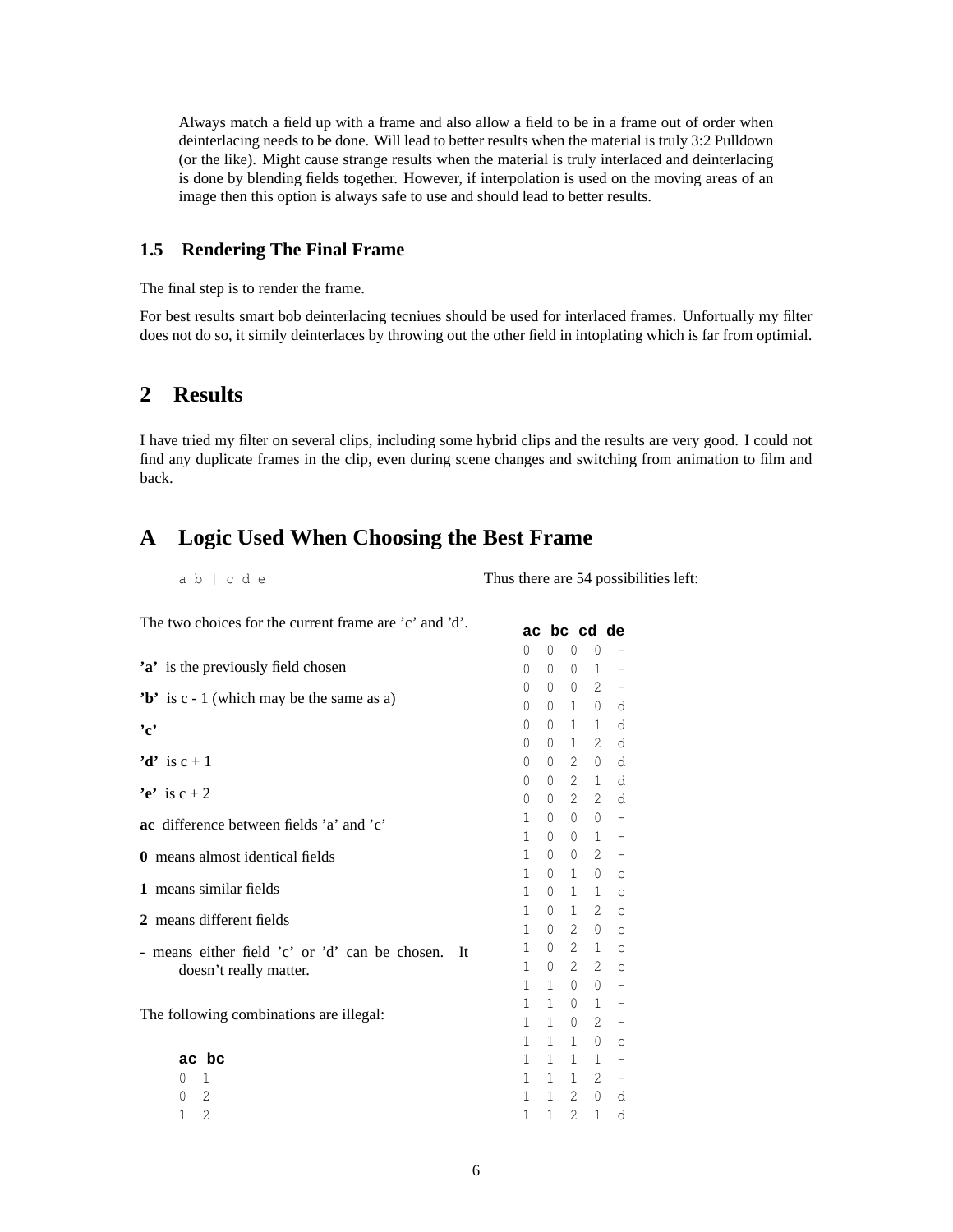Always match a field up with a frame and also allow a field to be in a frame out of order when deinterlacing needs to be done. Will lead to better results when the material is truly 3:2 Pulldown (or the like). Might cause strange results when the material is truly interlaced and deinterlacing is done by blending fields together. However, if interpolation is used on the moving areas of an image then this option is always safe to use and should lead to better results.

### 1.5 Rendering The Final Frame

The final step is to render the frame.

For best results smart bob deinterlacing tecniues should be used for interlaced frames. Unfortually my filter does not do so, it simily deinterlaces by throwing out the other field in intoplating which is far from optimial.

## 2 Results

I have tried my filter on several clips, including some hybrid clips and the results are very good. I could not find any duplicate frames in the clip, even during scene changes and switching from animation to film and back.

## A Logic Used When Choosing the Best Frame

```
a b | c d e
```

The two choices for the current frame are 'c' and 'd'.

**'a'** is the previously field chosen

**'b'** is c - 1 (which may be the same as a)

**'c'**

**'d'** is c + 1

**'e'** is c + 2

**ac** difference between fields 'a' and 'c'

**0** means almost identical fields

**1** means similar fields

**2** means different fields

**-** means either field 'c' or 'd' can be chosen. It doesn't really matter.

The following combinations are illegal:

| ac | bc |
|---|---|
| 0 | 1 |
| 0 | 2 |
| 1 | 2 |

Thus there are 54 possibilities left:

| ac | bc | cd | de | |
|---|---|---|---|---|
| 0 | 0 | 0 | 0 | - |
| 0 | 0 | 0 | 1 | - |
| 0 | 0 | 0 | 2 | - |
| 0 | 0 | 1 | 0 | d |
| 0 | 0 | 1 | 1 | d |
| 0 | 0 | 1 | 2 | d |
| 0 | 0 | 2 | 0 | d |
| 0 | 0 | 2 | 1 | d |
| 0 | 0 | 2 | 2 | d |
| 1 | 0 | 0 | 0 | - |
| 1 | 0 | 0 | 1 | - |
| 1 | 0 | 0 | 2 | - |
| 1 | 0 | 1 | 0 | c |
| 1 | 0 | 1 | 1 | c |
| 1 | 0 | 1 | 2 | c |
| 1 | 0 | 2 | 0 | c |
| 1 | 0 | 2 | 1 | c |
| 1 | 0 | 2 | 2 | c |
| 1 | 1 | 0 | 0 | - |
| 1 | 1 | 0 | 1 | - |
| 1 | 1 | 0 | 2 | - |
| 1 | 1 | 1 | 0 | c |
| 1 | 1 | 1 | 1 | - |
| 1 | 1 | 1 | 2 | - |
| 1 | 1 | 2 | 0 | d |
| 1 | 1 | 2 | 1 | d |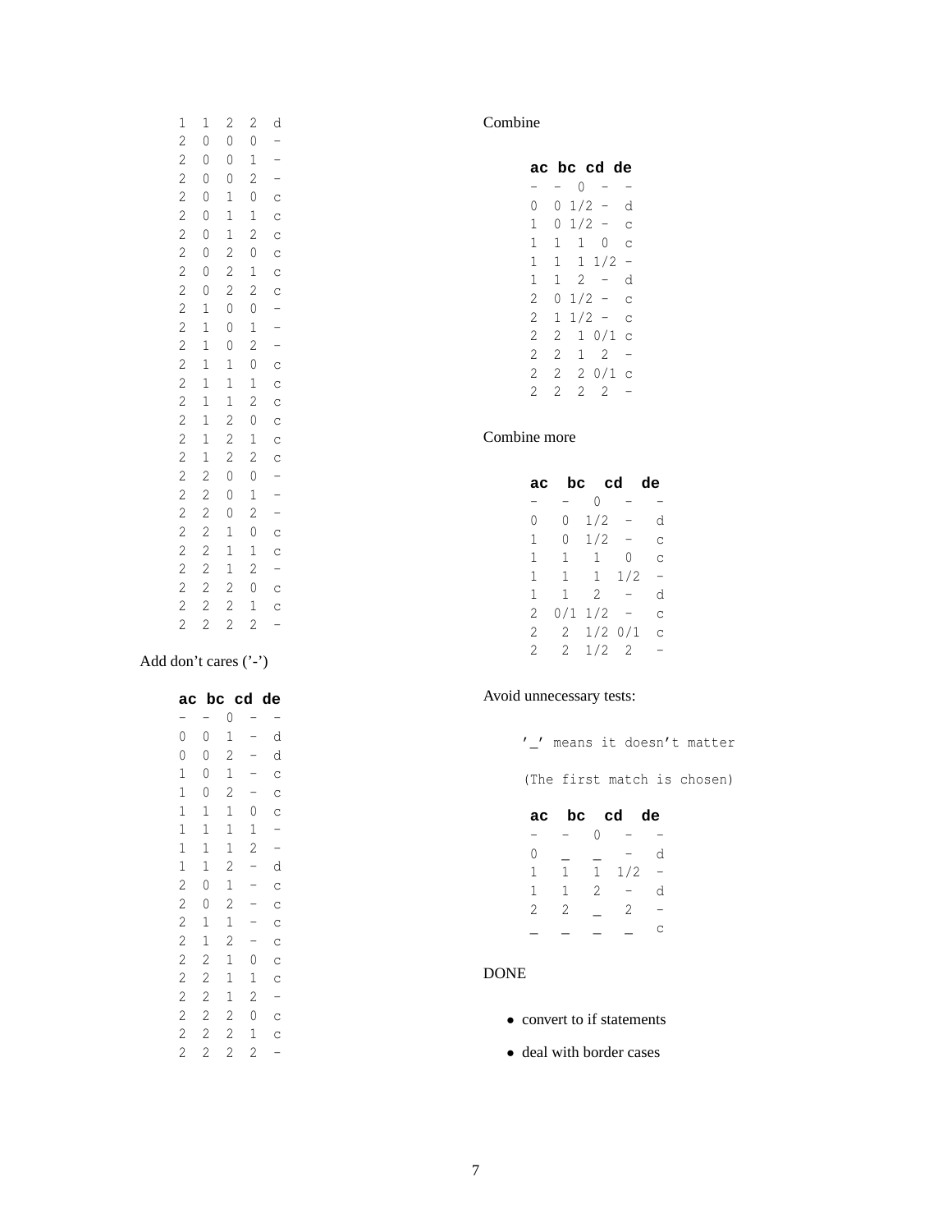```
1  1  2  2  d
2  0  0  0  -
2  0  0  1  -
2  0  0  2  -
2  0  1  0  c
2  0  1  1  c
2  0  1  2  c
2  0  2  0  c
2  0  2  1  c
2  0  2  2  c
2  1  0  0  -
2  1  0  1  -
2  1  0  2  -
2  1  1  0  c
2  1  1  1  c
2  1  1  2  c
2  1  2  0  c
2  1  2  1  c
2  1  2  2  c
2  2  0  0  -
2  2  0  1  -
2  2  0  2  -
2  2  1  0  c
2  2  1  1  c
2  2  1  2  -
2  2  2  0  c
2  2  2  1  c
2  2  2  2  -
```

Add don't cares ('-')

| ac | bc | cd | de | |
|---|---|---|---|---|
| - | - | 0 | - | - |
| 0 | 0 | 1 | - | d |
| 0 | 0 | 2 | - | d |
| 1 | 0 | 1 | - | c |
| 1 | 0 | 2 | - | c |
| 1 | 1 | 1 | 0 | c |
| 1 | 1 | 1 | 1 | - |
| 1 | 1 | 1 | 2 | - |
| 1 | 1 | 2 | - | d |
| 2 | 0 | 1 | - | c |
| 2 | 0 | 2 | - | c |
| 2 | 1 | 1 | - | c |
| 2 | 1 | 2 | - | c |
| 2 | 2 | 1 | 0 | c |
| 2 | 2 | 1 | 1 | c |
| 2 | 2 | 1 | 2 | - |
| 2 | 2 | 2 | 0 | c |
| 2 | 2 | 2 | 1 | c |
| 2 | 2 | 2 | 2 | - |

Combine

| ac | bc | cd | de | |
|---|---|---|---|---|
| - | - | 0 | - | - |
| 0 | 0 | 1/2 | - | d |
| 1 | 0 | 1/2 | - | c |
| 1 | 1 | 1 | 0 | c |
| 1 | 1 | 1 | 1/2 | - |
| 1 | 1 | 2 | - | d |
| 2 | 0 | 1/2 | - | c |
| 2 | 1 | 1/2 | - | c |
| 2 | 2 | 1 | 0/1 | c |
| 2 | 2 | 1 | 2 | - |
| 2 | 2 | 2 | 0/1 | c |
| 2 | 2 | 2 | 2 | - |

Combine more

| ac | bc | cd | de | |
|---|---|---|---|---|
| - | - | 0 | - | - |
| 0 | 0 | 1/2 | - | d |
| 1 | 0 | 1/2 | - | c |
| 1 | 1 | 1 | 0 | c |
| 1 | 1 | 1 | 1/2 | - |
| 1 | 1 | 2 | - | d |
| 2 | 0/1 | 1/2 | - | c |
| 2 | 2 | 1/2 | 0/1 | c |
| 2 | 2 | 1/2 | 2 | - |

Avoid unnecessary tests:

```
'_' means it doesn't matter

(The first match is chosen)
```

| ac | bc | cd | de | |
|---|---|---|---|---|
| - | - | 0 | - | - |
| 0 | _ | _ | - | d |
| 1 | 1 | 1 | 1/2 | - |
| 1 | 1 | 2 | - | d |
| 2 | 2 | _ | 2 | - |
| _ | _ | _ | _ | c |

DONE

- convert to if statements
- deal with border cases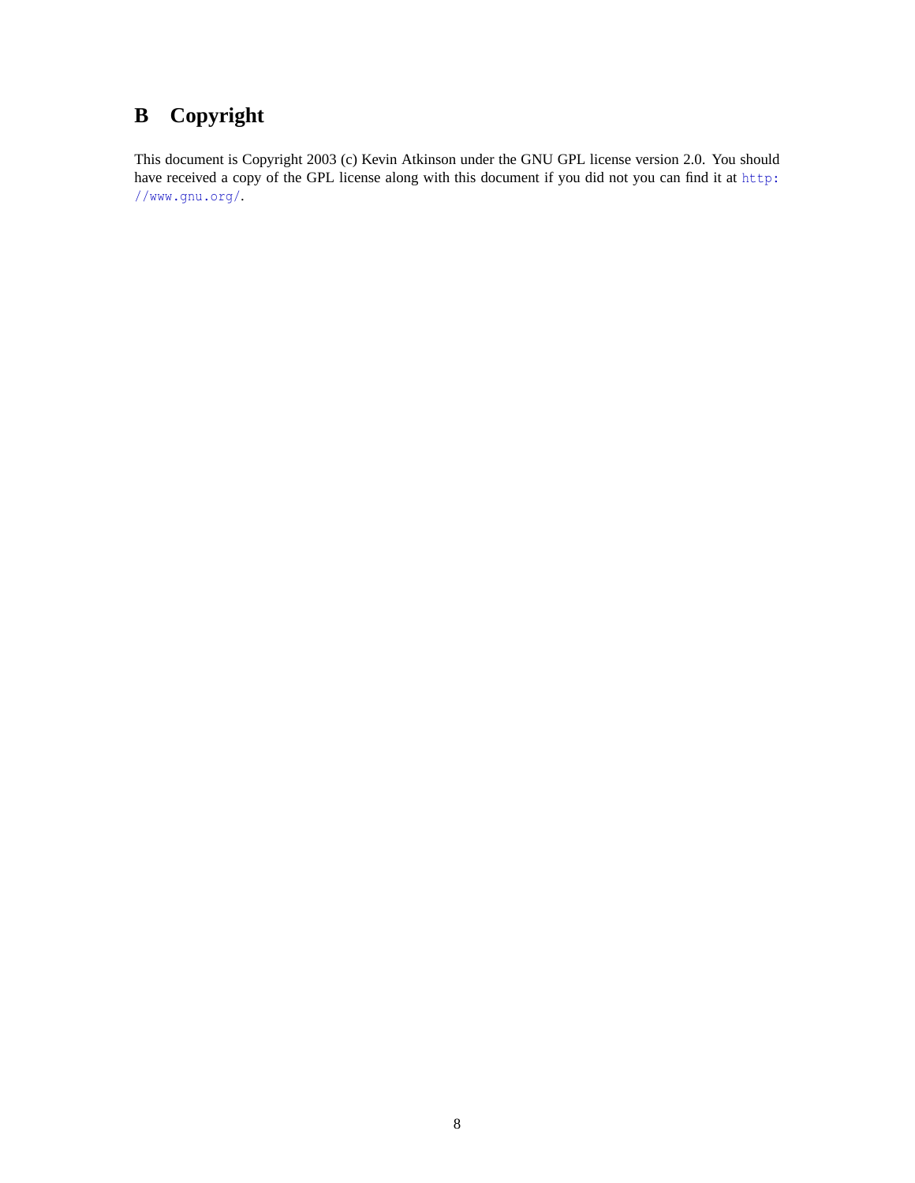# B Copyright

This document is Copyright 2003 (c) Kevin Atkinson under the GNU GPL license version 2.0. You should have received a copy of the GPL license along with this document if you did not you can find it at http://www.gnu.org/.